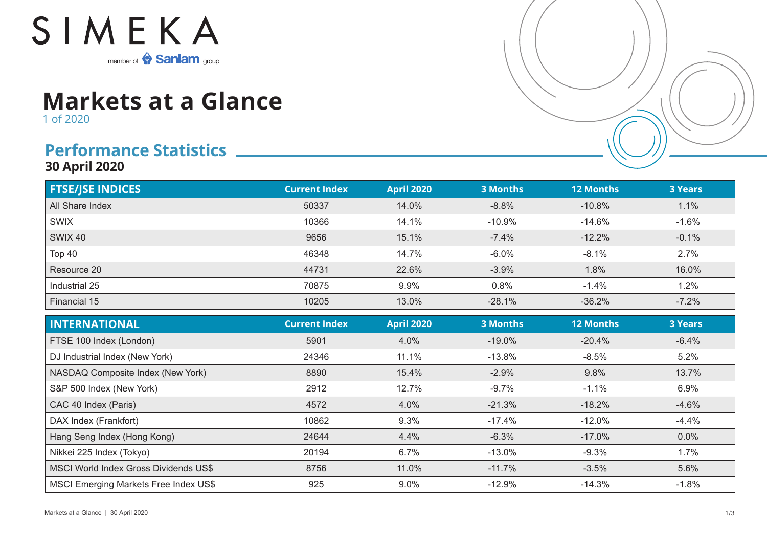SIMEKA

member of Sanlam group

# Markets at a Glance

1 of 2020

## Performance Statistics

**30 April 2020**

| FTSE/JSE INDICES | Current Index | April 2020 | 3 Months | 12 Months | 3 Years |
|---|---|---|---|---|---|
| All Share Index | 50337 | 14.0% | -8.8% | -10.8% | 1.1% |
| SWIX | 10366 | 14.1% | -10.9% | -14.6% | -1.6% |
| SWIX 40 | 9656 | 15.1% | -7.4% | -12.2% | -0.1% |
| Top 40 | 46348 | 14.7% | -6.0% | -8.1% | 2.7% |
| Resource 20 | 44731 | 22.6% | -3.9% | 1.8% | 16.0% |
| Industrial 25 | 70875 | 9.9% | 0.8% | -1.4% | 1.2% |
| Financial 15 | 10205 | 13.0% | -28.1% | -36.2% | -7.2% |

| INTERNATIONAL | Current Index | April 2020 | 3 Months | 12 Months | 3 Years |
|---|---|---|---|---|---|
| FTSE 100 Index (London) | 5901 | 4.0% | -19.0% | -20.4% | -6.4% |
| DJ Industrial Index (New York) | 24346 | 11.1% | -13.8% | -8.5% | 5.2% |
| NASDAQ Composite Index (New York) | 8890 | 15.4% | -2.9% | 9.8% | 13.7% |
| S&P 500 Index (New York) | 2912 | 12.7% | -9.7% | -1.1% | 6.9% |
| CAC 40 Index (Paris) | 4572 | 4.0% | -21.3% | -18.2% | -4.6% |
| DAX Index (Frankfort) | 10862 | 9.3% | -17.4% | -12.0% | -4.4% |
| Hang Seng Index (Hong Kong) | 24644 | 4.4% | -6.3% | -17.0% | 0.0% |
| Nikkei 225 Index (Tokyo) | 20194 | 6.7% | -13.0% | -9.3% | 1.7% |
| MSCI World Index Gross Dividends US$ | 8756 | 11.0% | -11.7% | -3.5% | 5.6% |
| MSCI Emerging Markets Free Index US$ | 925 | 9.0% | -12.9% | -14.3% | -1.8% |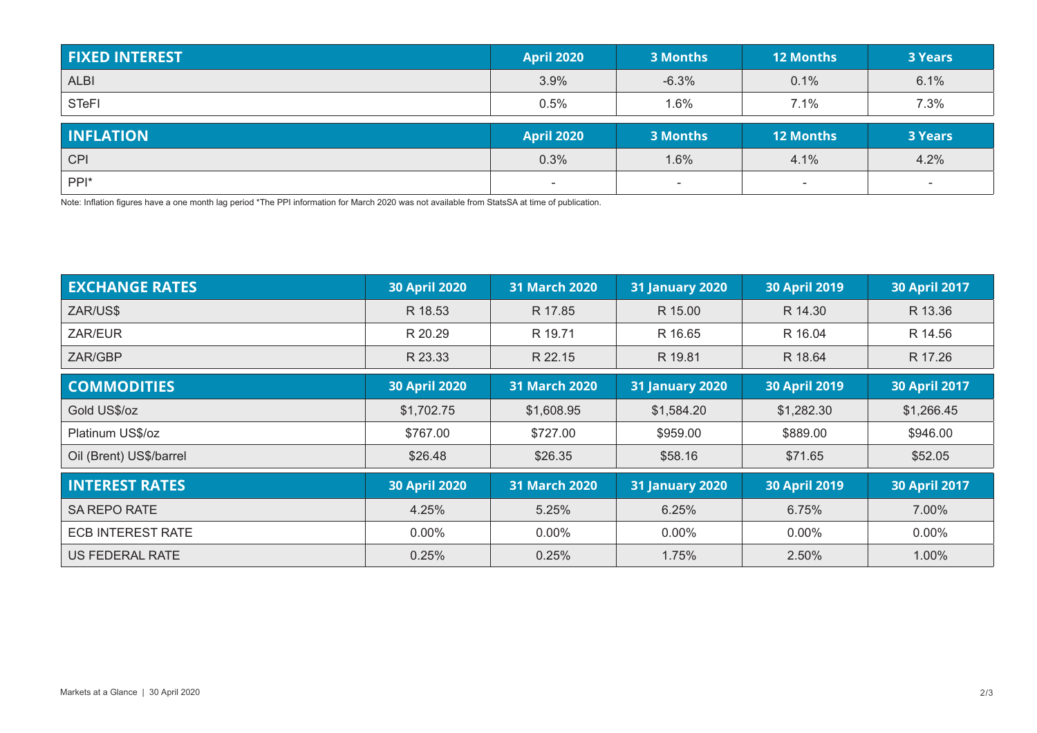| FIXED INTEREST | April 2020 | 3 Months | 12 Months | 3 Years |
| --- | --- | --- | --- | --- |
| ALBI | 3.9% | -6.3% | 0.1% | 6.1% |
| STeFI | 0.5% | 1.6% | 7.1% | 7.3% |

| INFLATION | April 2020 | 3 Months | 12 Months | 3 Years |
| --- | --- | --- | --- | --- |
| CPI | 0.3% | 1.6% | 4.1% | 4.2% |
| PPI* | - | - | - | - |

Note: Inflation figures have a one month lag period *The PPI information for March 2020 was not available from StatsSA at time of publication.

| EXCHANGE RATES | 30 April 2020 | 31 March 2020 | 31 January 2020 | 30 April 2019 | 30 April 2017 |
| --- | --- | --- | --- | --- | --- |
| ZAR/US$ | R 18.53 | R 17.85 | R 15.00 | R 14.30 | R 13.36 |
| ZAR/EUR | R 20.29 | R 19.71 | R 16.65 | R 16.04 | R 14.56 |
| ZAR/GBP | R 23.33 | R 22.15 | R 19.81 | R 18.64 | R 17.26 |

| COMMODITIES | 30 April 2020 | 31 March 2020 | 31 January 2020 | 30 April 2019 | 30 April 2017 |
| --- | --- | --- | --- | --- | --- |
| Gold US$/oz | $1,702.75 | $1,608.95 | $1,584.20 | $1,282.30 | $1,266.45 |
| Platinum US$/oz | $767.00 | $727.00 | $959.00 | $889.00 | $946.00 |
| Oil (Brent) US$/barrel | $26.48 | $26.35 | $58.16 | $71.65 | $52.05 |

| INTEREST RATES | 30 April 2020 | 31 March 2020 | 31 January 2020 | 30 April 2019 | 30 April 2017 |
| --- | --- | --- | --- | --- | --- |
| SA REPO RATE | 4.25% | 5.25% | 6.25% | 6.75% | 7.00% |
| ECB INTEREST RATE | 0.00% | 0.00% | 0.00% | 0.00% | 0.00% |
| US FEDERAL RATE | 0.25% | 0.25% | 1.75% | 2.50% | 1.00% |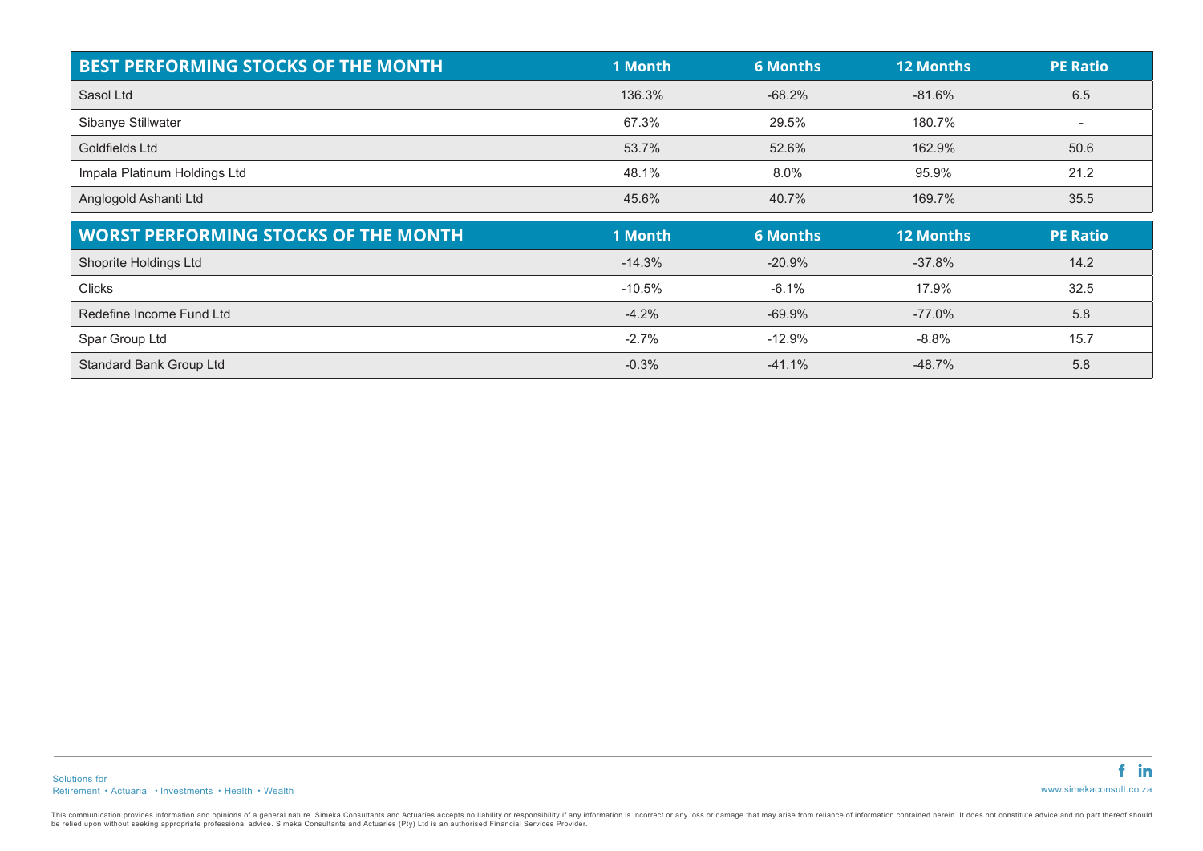| BEST PERFORMING STOCKS OF THE MONTH | 1 Month | 6 Months | 12 Months | PE Ratio |
|---|---|---|---|---|
| Sasol Ltd | 136.3% | -68.2% | -81.6% | 6.5 |
| Sibanye Stillwater | 67.3% | 29.5% | 180.7% | - |
| Goldfields Ltd | 53.7% | 52.6% | 162.9% | 50.6 |
| Impala Platinum Holdings Ltd | 48.1% | 8.0% | 95.9% | 21.2 |
| Anglogold Ashanti Ltd | 45.6% | 40.7% | 169.7% | 35.5 |

| WORST PERFORMING STOCKS OF THE MONTH | 1 Month | 6 Months | 12 Months | PE Ratio |
|---|---|---|---|---|
| Shoprite Holdings Ltd | -14.3% | -20.9% | -37.8% | 14.2 |
| Clicks | -10.5% | -6.1% | 17.9% | 32.5 |
| Redefine Income Fund Ltd | -4.2% | -69.9% | -77.0% | 5.8 |
| Spar Group Ltd | -2.7% | -12.9% | -8.8% | 15.7 |
| Standard Bank Group Ltd | -0.3% | -41.1% | -48.7% | 5.8 |

Solutions for
Retirement • Actuarial • Investments • Health • Wealth

www.simekaconsult.co.za

This communication provides information and opinions of a general nature. Simeka Consultants and Actuaries accepts no liability or responsibility if any information is incorrect or any loss or damage that may arise from reliance of information contained herein. It does not constitute advice and no part thereof should be relied upon without seeking appropriate professional advice. Simeka Consultants and Actuaries (Pty) Ltd is an authorised Financial Services Provider.